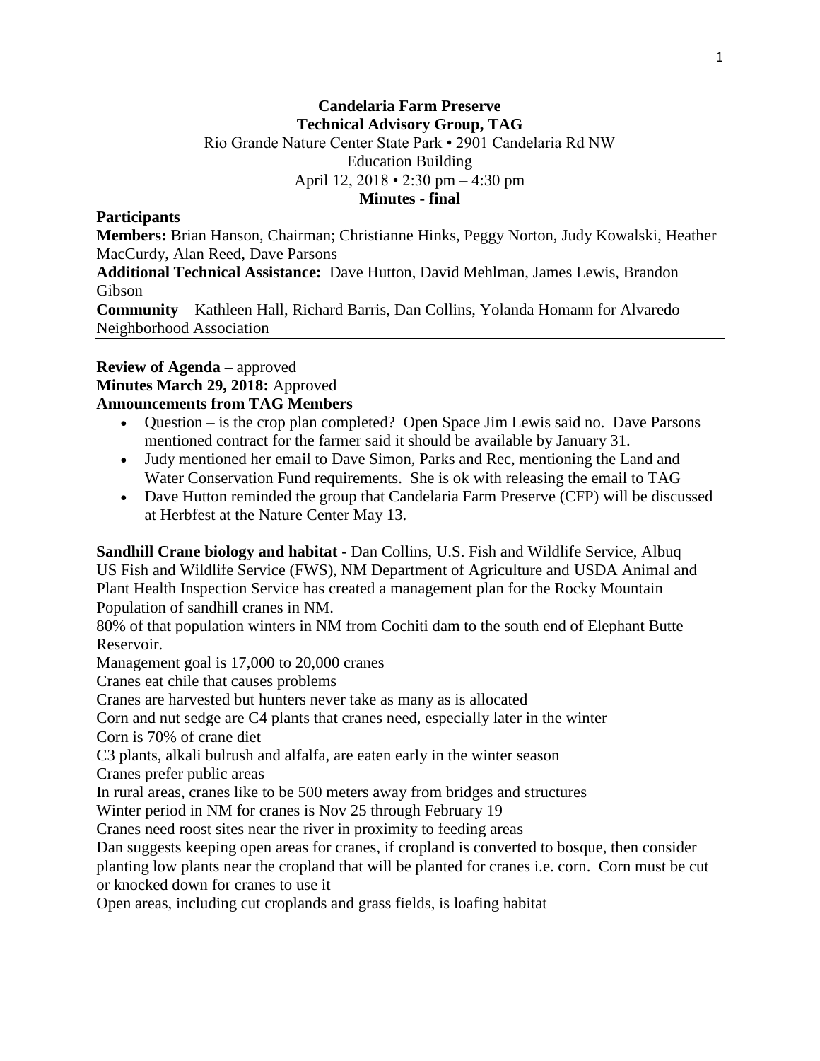**Candelaria Farm Preserve**
**Technical Advisory Group, TAG**
Rio Grande Nature Center State Park • 2901 Candelaria Rd NW
Education Building
April 12, 2018 • 2:30 pm – 4:30 pm
**Minutes - final**

**Participants**
**Members:** Brian Hanson, Chairman; Christianne Hinks, Peggy Norton, Judy Kowalski, Heather MacCurdy, Alan Reed, Dave Parsons
**Additional Technical Assistance:** Dave Hutton, David Mehlman, James Lewis, Brandon Gibson
**Community** – Kathleen Hall, Richard Barris, Dan Collins, Yolanda Homann for Alvaredo Neighborhood Association

---

**Review of Agenda –** approved
**Minutes March 29, 2018:** Approved
**Announcements from TAG Members**

- Question – is the crop plan completed? Open Space Jim Lewis said no. Dave Parsons mentioned contract for the farmer said it should be available by January 31.
- Judy mentioned her email to Dave Simon, Parks and Rec, mentioning the Land and Water Conservation Fund requirements. She is ok with releasing the email to TAG
- Dave Hutton reminded the group that Candelaria Farm Preserve (CFP) will be discussed at Herbfest at the Nature Center May 13.

**Sandhill Crane biology and habitat -** Dan Collins, U.S. Fish and Wildlife Service, Albuq
US Fish and Wildlife Service (FWS), NM Department of Agriculture and USDA Animal and Plant Health Inspection Service has created a management plan for the Rocky Mountain Population of sandhill cranes in NM.
80% of that population winters in NM from Cochiti dam to the south end of Elephant Butte Reservoir.
Management goal is 17,000 to 20,000 cranes
Cranes eat chile that causes problems
Cranes are harvested but hunters never take as many as is allocated
Corn and nut sedge are C4 plants that cranes need, especially later in the winter
Corn is 70% of crane diet
C3 plants, alkali bulrush and alfalfa, are eaten early in the winter season
Cranes prefer public areas
In rural areas, cranes like to be 500 meters away from bridges and structures
Winter period in NM for cranes is Nov 25 through February 19
Cranes need roost sites near the river in proximity to feeding areas
Dan suggests keeping open areas for cranes, if cropland is converted to bosque, then consider planting low plants near the cropland that will be planted for cranes i.e. corn. Corn must be cut or knocked down for cranes to use it
Open areas, including cut croplands and grass fields, is loafing habitat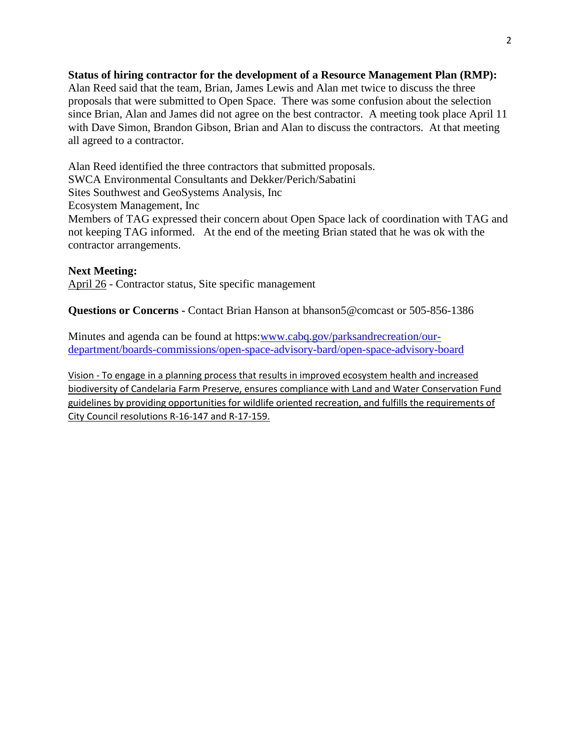**Status of hiring contractor for the development of a Resource Management Plan (RMP):** Alan Reed said that the team, Brian, James Lewis and Alan met twice to discuss the three proposals that were submitted to Open Space. There was some confusion about the selection since Brian, Alan and James did not agree on the best contractor. A meeting took place April 11 with Dave Simon, Brandon Gibson, Brian and Alan to discuss the contractors. At that meeting all agreed to a contractor.

Alan Reed identified the three contractors that submitted proposals.
SWCA Environmental Consultants and Dekker/Perich/Sabatini
Sites Southwest and GeoSystems Analysis, Inc
Ecosystem Management, Inc
Members of TAG expressed their concern about Open Space lack of coordination with TAG and not keeping TAG informed. At the end of the meeting Brian stated that he was ok with the contractor arrangements.

**Next Meeting:**
April 26 - Contractor status, Site specific management

**Questions or Concerns -** Contact Brian Hanson at bhanson5@comcast or 505-856-1386

Minutes and agenda can be found at https:www.cabq.gov/parksandrecreation/our-department/boards-commissions/open-space-advisory-bard/open-space-advisory-board

Vision - To engage in a planning process that results in improved ecosystem health and increased biodiversity of Candelaria Farm Preserve, ensures compliance with Land and Water Conservation Fund guidelines by providing opportunities for wildlife oriented recreation, and fulfills the requirements of City Council resolutions R-16-147 and R-17-159.